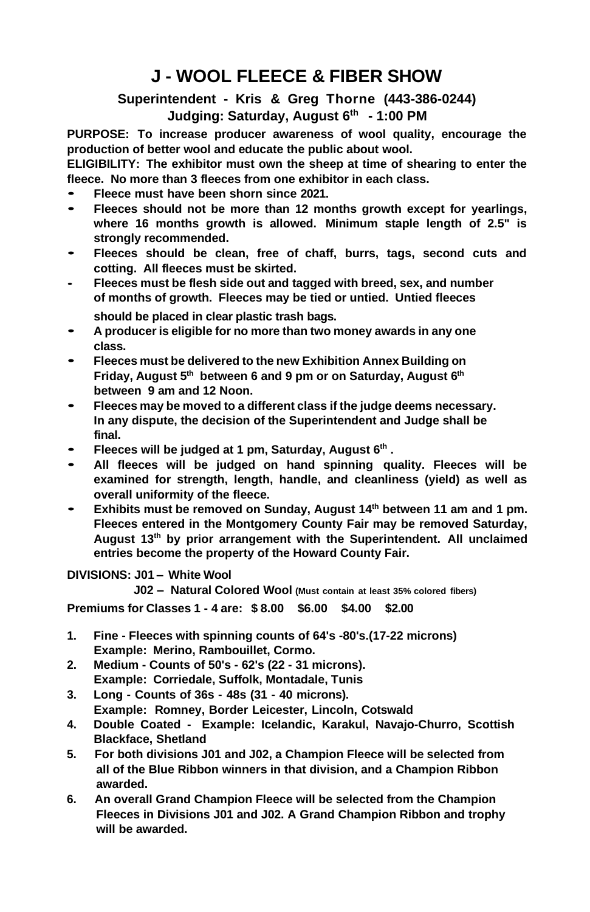# J - WOOL FLEECE & FIBER SHOW

### Superintendent - Kris & Greg Thorne (443-386-0244)
### Judging: Saturday, August 6th - 1:00 PM

**PURPOSE: To increase producer awareness of wool quality, encourage the production of better wool and educate the public about wool.**

**ELIGIBILITY: The exhibitor must own the sheep at time of shearing to enter the fleece. No more than 3 fleeces from one exhibitor in each class.**

- **Fleece must have been shorn since 2021.**
- **Fleeces should not be more than 12 months growth except for yearlings, where 16 months growth is allowed. Minimum staple length of 2.5" is strongly recommended.**
- **Fleeces should be clean, free of chaff, burrs, tags, second cuts and cotting. All fleeces must be skirted.**
- **Fleeces must be flesh side out and tagged with breed, sex, and number of months of growth. Fleeces may be tied or untied. Untied fleeces should be placed in clear plastic trash bags.**
- **A producer is eligible for no more than two money awards in any one class.**
- **Fleeces must be delivered to the new Exhibition Annex Building on Friday, August 5th between 6 and 9 pm or on Saturday, August 6th between 9 am and 12 Noon.**
- **Fleeces may be moved to a different class if the judge deems necessary. In any dispute, the decision of the Superintendent and Judge shall be final.**
- **Fleeces will be judged at 1 pm, Saturday, August 6th .**
- **All fleeces will be judged on hand spinning quality. Fleeces will be examined for strength, length, handle, and cleanliness (yield) as well as overall uniformity of the fleece.**
- **Exhibits must be removed on Sunday, August 14th between 11 am and 1 pm. Fleeces entered in the Montgomery County Fair may be removed Saturday, August 13th by prior arrangement with the Superintendent. All unclaimed entries become the property of the Howard County Fair.**

**DIVISIONS: J01 – White Wool**

**J02 – Natural Colored Wool (Must contain at least 35% colored fibers)**

**Premiums for Classes 1 - 4 are: $ 8.00 $6.00 $4.00 $2.00**

1. **Fine - Fleeces with spinning counts of 64's -80's.(17-22 microns) Example: Merino, Rambouillet, Cormo.**
2. **Medium - Counts of 50's - 62's (22 - 31 microns). Example: Corriedale, Suffolk, Montadale, Tunis**
3. **Long - Counts of 36s - 48s (31 - 40 microns). Example: Romney, Border Leicester, Lincoln, Cotswald**
4. **Double Coated - Example: Icelandic, Karakul, Navajo-Churro, Scottish Blackface, Shetland**
5. **For both divisions J01 and J02, a Champion Fleece will be selected from all of the Blue Ribbon winners in that division, and a Champion Ribbon awarded.**
6. **An overall Grand Champion Fleece will be selected from the Champion Fleeces in Divisions J01 and J02. A Grand Champion Ribbon and trophy will be awarded.**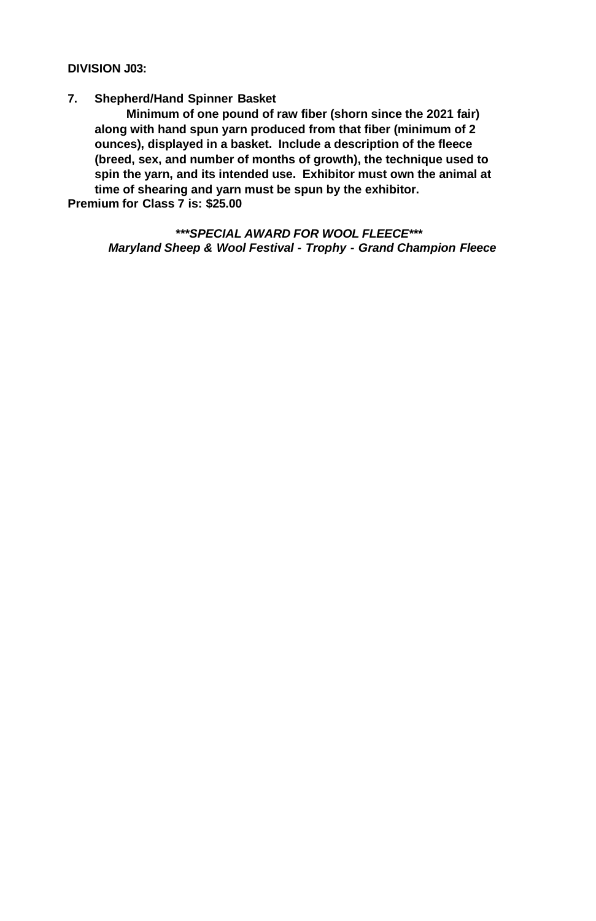**DIVISION J03:**

**7. Shepherd/Hand Spinner Basket**

**Minimum of one pound of raw fiber (shorn since the 2021 fair) along with hand spun yarn produced from that fiber (minimum of 2 ounces), displayed in a basket. Include a description of the fleece (breed, sex, and number of months of growth), the technique used to spin the yarn, and its intended use. Exhibitor must own the animal at time of shearing and yarn must be spun by the exhibitor.**

**Premium for Class 7 is: $25.00**

***\*\*\*SPECIAL AWARD FOR WOOL FLEECE\*\*\****

***Maryland Sheep & Wool Festival - Trophy - Grand Champion Fleece***